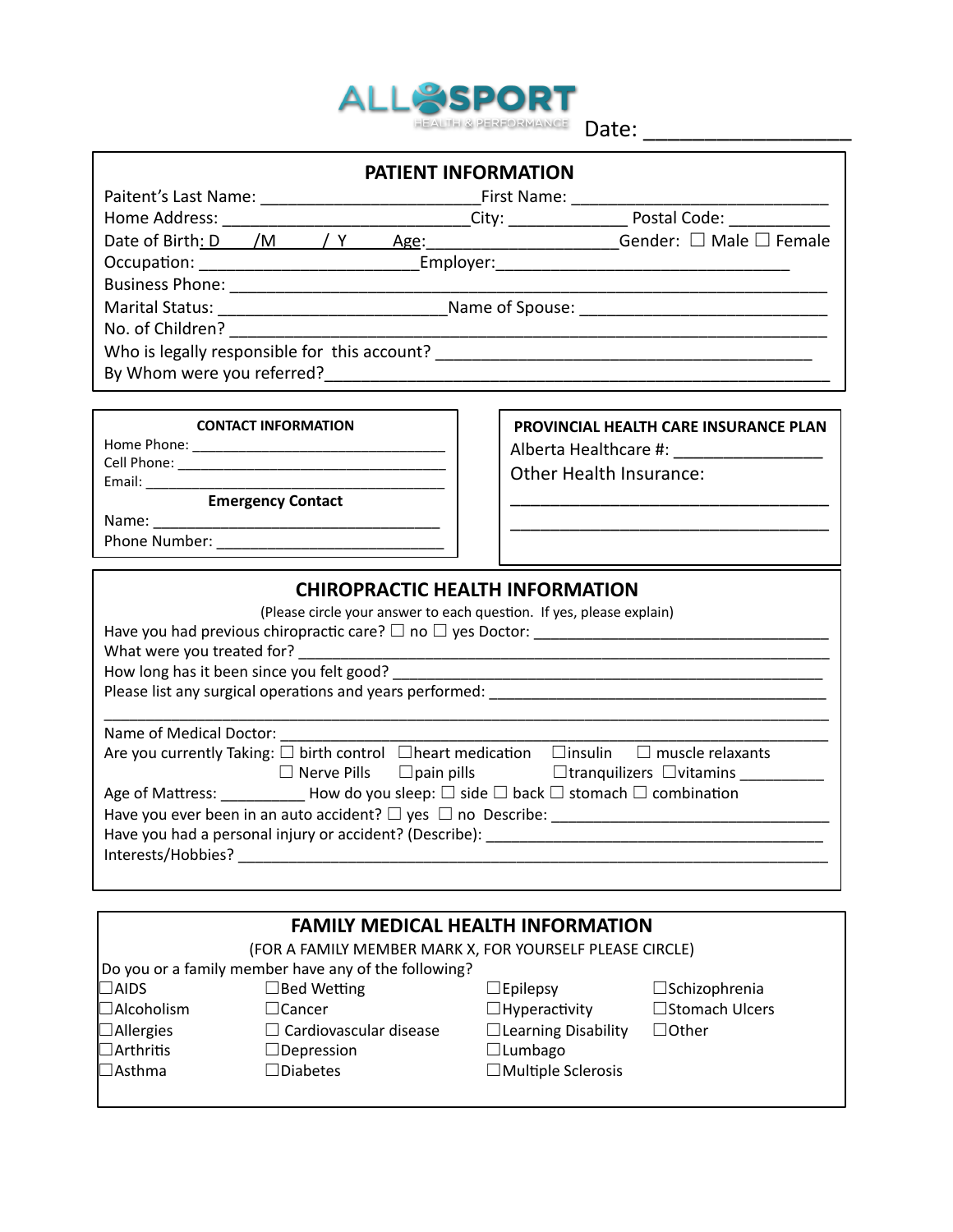ALLSPORT HEALTH & PERFORMANCE

Date: _________________

## PATIENT INFORMATION

Paitent's Last Name: ________________________ First Name: ____________________________

Home Address: __________________________ City: _____________ Postal Code: ___________

Date of Birth: D ___ /M ___ / Y ___ Age: _____________________ Gender: ☐ Male ☐ Female

Occupation: ________________________ Employer: ________________________________

Business Phone: ____________________________________________________________________

Marital Status: _________________________ Name of Spouse: ___________________________

No. of Children? ____________________________________________________________________

Who is legally responsible for this account? _________________________________________

By Whom were you referred? ________________________________________________________

### CONTACT INFORMATION

Home Phone: _________________________________

Cell Phone: __________________________________

Email: ______________________________________

**Emergency Contact**

Name: _____________________________________

Phone Number: ___________________________

### PROVINCIAL HEALTH CARE INSURANCE PLAN

Alberta Healthcare #: ________________

Other Health Insurance:

___________________________________

___________________________________

## CHIROPRACTIC HEALTH INFORMATION

(Please circle your answer to each question. If yes, please explain)

Have you had previous chiropractic care? ☐ no ☐ yes Doctor: ___________________________________

What were you treated for? ___________________________________________________________

How long has it been since you felt good? ____________________________________________

Please list any surgical operations and years performed: _________________________________

_____________________________________________________________________________

Name of Medical Doctor: _____________________________________________________________

Are you currently Taking: ☐ birth control ☐heart medication ☐insulin ☐ muscle relaxants

☐ Nerve Pills ☐pain pills ☐tranquilizers ☐vitamins __________

Age of Mattress: __________ How do you sleep: ☐ side ☐ back ☐ stomach ☐ combination

Have you ever been in an auto accident? ☐ yes ☐ no Describe: _________________________________

Have you had a personal injury or accident? (Describe): ________________________________________

Interests/Hobbies? ________________________________________________________________

## FAMILY MEDICAL HEALTH INFORMATION

(FOR A FAMILY MEMBER MARK X, FOR YOURSELF PLEASE CIRCLE)

Do you or a family member have any of the following?

| | | | |
|---|---|---|---|
| ☐AIDS | ☐Bed Wetting | ☐Epilepsy | ☐Schizophrenia |
| ☐Alcoholism | ☐Cancer | ☐Hyperactivity | ☐Stomach Ulcers |
| ☐Allergies | ☐ Cardiovascular disease | ☐Learning Disability | ☐Other |
| ☐Arthritis | ☐Depression | ☐Lumbago | |
| ☐Asthma | ☐Diabetes | ☐Multiple Sclerosis | |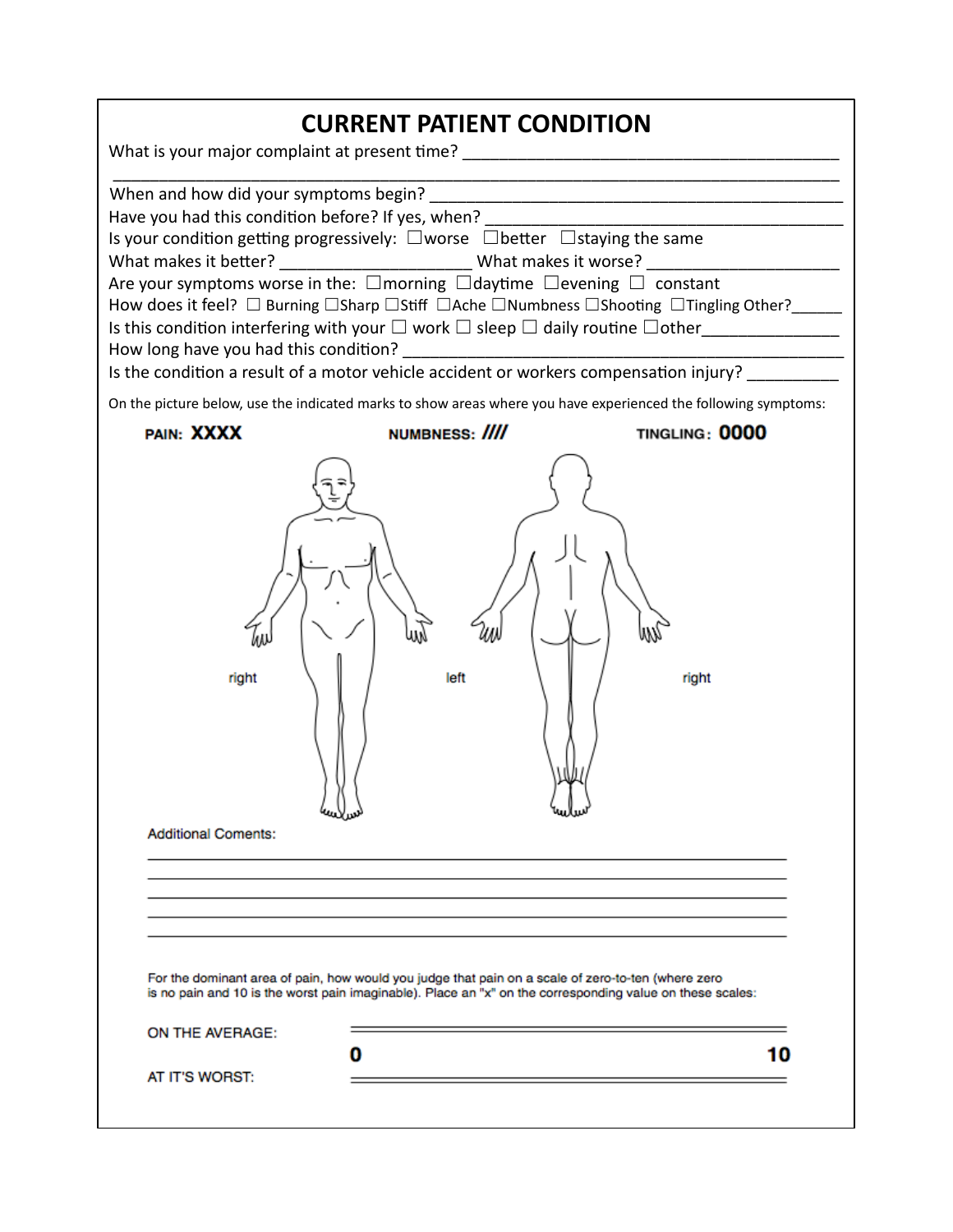# CURRENT PATIENT CONDITION

What is your major complaint at present time? ___________________________________________

_____________________________________________________________________________

When and how did your symptoms begin? _______________________________________________

Have you had this condition before? If yes, when? _______________________________________

Is your condition getting progressively: ☐worse ☐better ☐staying the same

What makes it better? _____________________ What makes it worse? _____________________

Are your symptoms worse in the: ☐morning ☐daytime ☐evening ☐ constant

How does it feel? ☐ Burning ☐Sharp ☐Stiff ☐Ache ☐Numbness ☐Shooting ☐Tingling Other?______

Is this condition interfering with your ☐ work ☐ sleep ☐ daily routine ☐other_______________

How long have you had this condition? _________________________________________________

Is the condition a result of a motor vehicle accident or workers compensation injury? __________

On the picture below, use the indicated marks to show areas where you have experienced the following symptoms:

**PAIN: XXXX** **NUMBNESS: ////** **TINGLING: 0000**

right left right

Additional Coments:

_____________________________________________________________________________

_____________________________________________________________________________

_____________________________________________________________________________

_____________________________________________________________________________

_____________________________________________________________________________

For the dominant area of pain, how would you judge that pain on a scale of zero-to-ten (where zero is no pain and 10 is the worst pain imaginable). Place an "x" on the corresponding value on these scales:

ON THE AVERAGE: _____________________________________________

**0** **10**

AT IT'S WORST: _____________________________________________